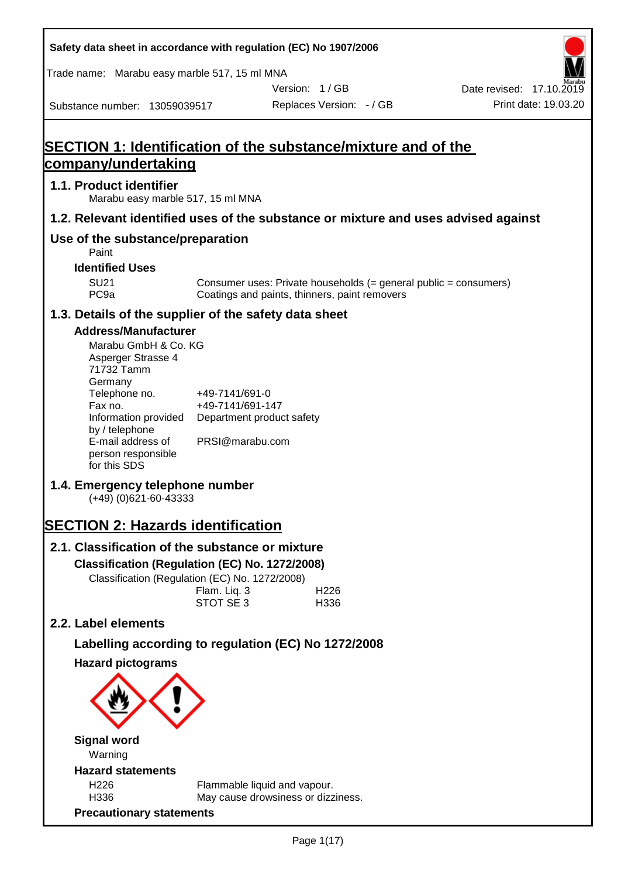Safety data sheet in accordance with regulation (EC) No 1907/2006

Trade name: Marabu easy marble 517, 15 ml MNA

Version: 1 / GB

Date revised: 17.10.2019

Substance number: 13059039517

Replaces Version: - / GB

Print date: 19.03.20

# SECTION 1: Identification of the substance/mixture and of the company/undertaking

## 1.1. Product identifier

Marabu easy marble 517, 15 ml MNA

## 1.2. Relevant identified uses of the substance or mixture and uses advised against

## Use of the substance/preparation

Paint

### Identified Uses

| | |
|---|---|
| SU21 | Consumer uses: Private households (= general public = consumers) |
| PC9a | Coatings and paints, thinners, paint removers |

## 1.3. Details of the supplier of the safety data sheet

### Address/Manufacturer

Marabu GmbH & Co. KG
Asperger Strasse 4
71732 Tamm
Germany

| | |
|---|---|
| Telephone no. | +49-7141/691-0 |
| Fax no. | +49-7141/691-147 |
| Information provided by / telephone | Department product safety |
| E-mail address of person responsible for this SDS | PRSI@marabu.com |

## 1.4. Emergency telephone number

(+49) (0)621-60-43333

# SECTION 2: Hazards identification

## 2.1. Classification of the substance or mixture

### Classification (Regulation (EC) No. 1272/2008)

Classification (Regulation (EC) No. 1272/2008)

| | |
|---|---|
| Flam. Liq. 3 | H226 |
| STOT SE 3 | H336 |

## 2.2. Label elements

### Labelling according to regulation (EC) No 1272/2008

### Hazard pictograms

### Signal word

Warning

### Hazard statements

| | |
|---|---|
| H226 | Flammable liquid and vapour. |
| H336 | May cause drowsiness or dizziness. |

### Precautionary statements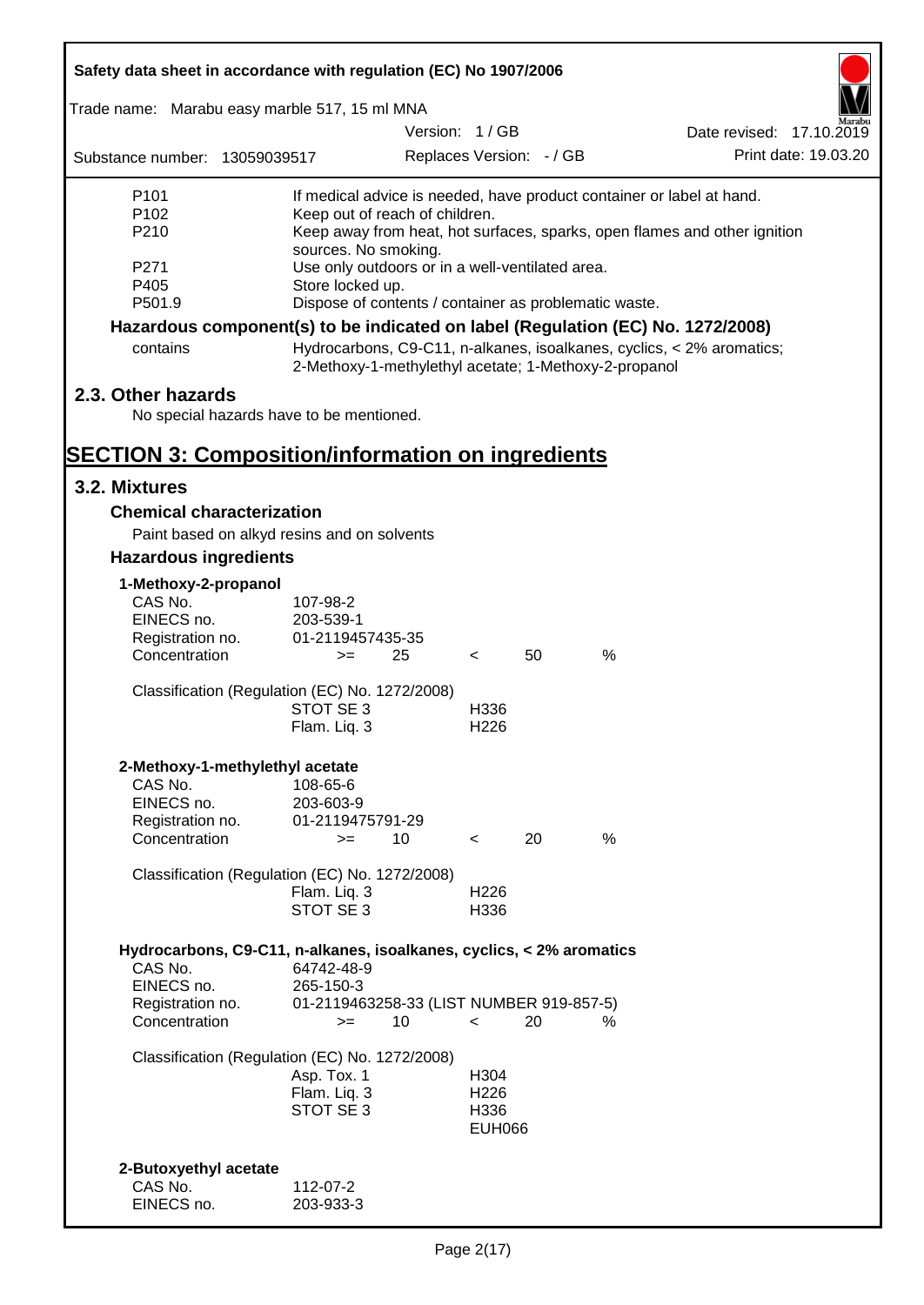| | |
|---|---|
| P101 | If medical advice is needed, have product container or label at hand. |
| P102 | Keep out of reach of children. |
| P210 | Keep away from heat, hot surfaces, sparks, open flames and other ignition sources. No smoking. |
| P271 | Use only outdoors or in a well-ventilated area. |
| P405 | Store locked up. |
| P501.9 | Dispose of contents / container as problematic waste. |

**Hazardous component(s) to be indicated on label (Regulation (EC) No. 1272/2008)**

| | |
|---|---|
| contains | Hydrocarbons, C9-C11, n-alkanes, isoalkanes, cyclics, < 2% aromatics; 2-Methoxy-1-methylethyl acetate; 1-Methoxy-2-propanol |

## 2.3. Other hazards

No special hazards have to be mentioned.

# SECTION 3: Composition/information on ingredients

## 3.2. Mixtures

### Chemical characterization

Paint based on alkyd resins and on solvents

### Hazardous ingredients

**1-Methoxy-2-propanol**

| | |
|---|---|
| CAS No. | 107-98-2 |
| EINECS no. | 203-539-1 |
| Registration no. | 01-2119457435-35 |
| Concentration | >= 25 < 50 % |

Classification (Regulation (EC) No. 1272/2008)

| | |
|---|---|
| STOT SE 3 | H336 |
| Flam. Liq. 3 | H226 |

**2-Methoxy-1-methylethyl acetate**

| | |
|---|---|
| CAS No. | 108-65-6 |
| EINECS no. | 203-603-9 |
| Registration no. | 01-2119475791-29 |
| Concentration | >= 10 < 20 % |

Classification (Regulation (EC) No. 1272/2008)

| | |
|---|---|
| Flam. Liq. 3 | H226 |
| STOT SE 3 | H336 |

**Hydrocarbons, C9-C11, n-alkanes, isoalkanes, cyclics, < 2% aromatics**

| | |
|---|---|
| CAS No. | 64742-48-9 |
| EINECS no. | 265-150-3 |
| Registration no. | 01-2119463258-33 (LIST NUMBER 919-857-5) |
| Concentration | >= 10 < 20 % |

Classification (Regulation (EC) No. 1272/2008)

| | |
|---|---|
| Asp. Tox. 1 | H304 |
| Flam. Liq. 3 | H226 |
| STOT SE 3 | H336 |
| | EUH066 |

**2-Butoxyethyl acetate**

| | |
|---|---|
| CAS No. | 112-07-2 |
| EINECS no. | 203-933-3 |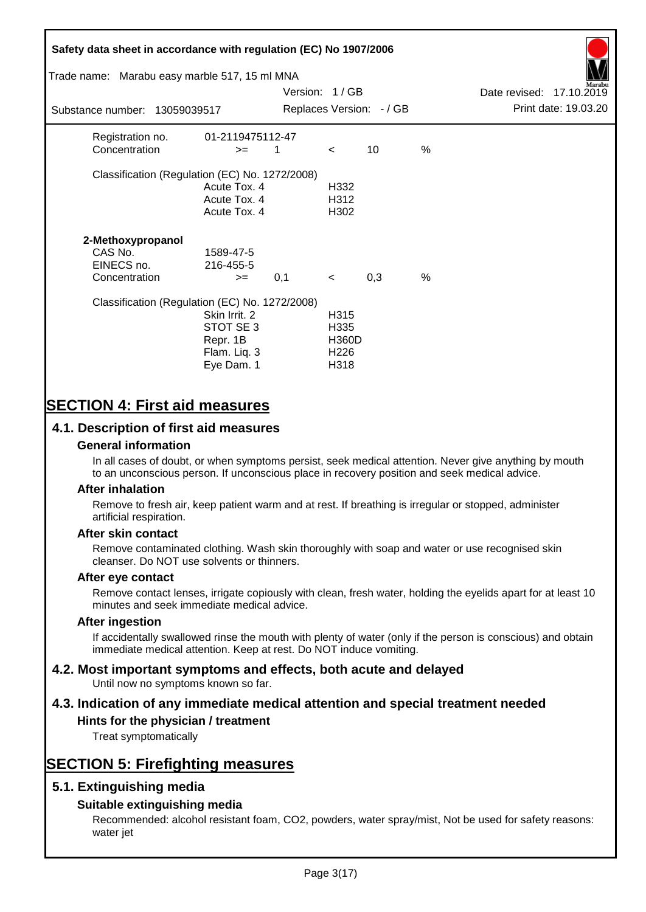| | | | | | |
|---|---|---|---|---|---|
| Registration no. | 01-2119475112-47 | | | | |
| Concentration | >= | 1 | < | 10 | % |

Classification (Regulation (EC) No. 1272/2008)

| | |
|---|---|
| Acute Tox. 4 | H332 |
| Acute Tox. 4 | H312 |
| Acute Tox. 4 | H302 |

**2-Methoxypropanol**

| | | | | | |
|---|---|---|---|---|---|
| CAS No. | 1589-47-5 | | | | |
| EINECS no. | 216-455-5 | | | | |
| Concentration | >= | 0,1 | < | 0,3 | % |

Classification (Regulation (EC) No. 1272/2008)

| | |
|---|---|
| Skin Irrit. 2 | H315 |
| STOT SE 3 | H335 |
| Repr. 1B | H360D |
| Flam. Liq. 3 | H226 |
| Eye Dam. 1 | H318 |

# SECTION 4: First aid measures

## 4.1. Description of first aid measures

### General information

In all cases of doubt, or when symptoms persist, seek medical attention. Never give anything by mouth to an unconscious person. If unconscious place in recovery position and seek medical advice.

### After inhalation

Remove to fresh air, keep patient warm and at rest. If breathing is irregular or stopped, administer artificial respiration.

### After skin contact

Remove contaminated clothing. Wash skin thoroughly with soap and water or use recognised skin cleanser. Do NOT use solvents or thinners.

### After eye contact

Remove contact lenses, irrigate copiously with clean, fresh water, holding the eyelids apart for at least 10 minutes and seek immediate medical advice.

### After ingestion

If accidentally swallowed rinse the mouth with plenty of water (only if the person is conscious) and obtain immediate medical attention. Keep at rest. Do NOT induce vomiting.

## 4.2. Most important symptoms and effects, both acute and delayed

Until now no symptoms known so far.

## 4.3. Indication of any immediate medical attention and special treatment needed

### Hints for the physician / treatment

Treat symptomatically

# SECTION 5: Firefighting measures

## 5.1. Extinguishing media

### Suitable extinguishing media

Recommended: alcohol resistant foam, $CO_2$, powders, water spray/mist, Not be used for safety reasons: water jet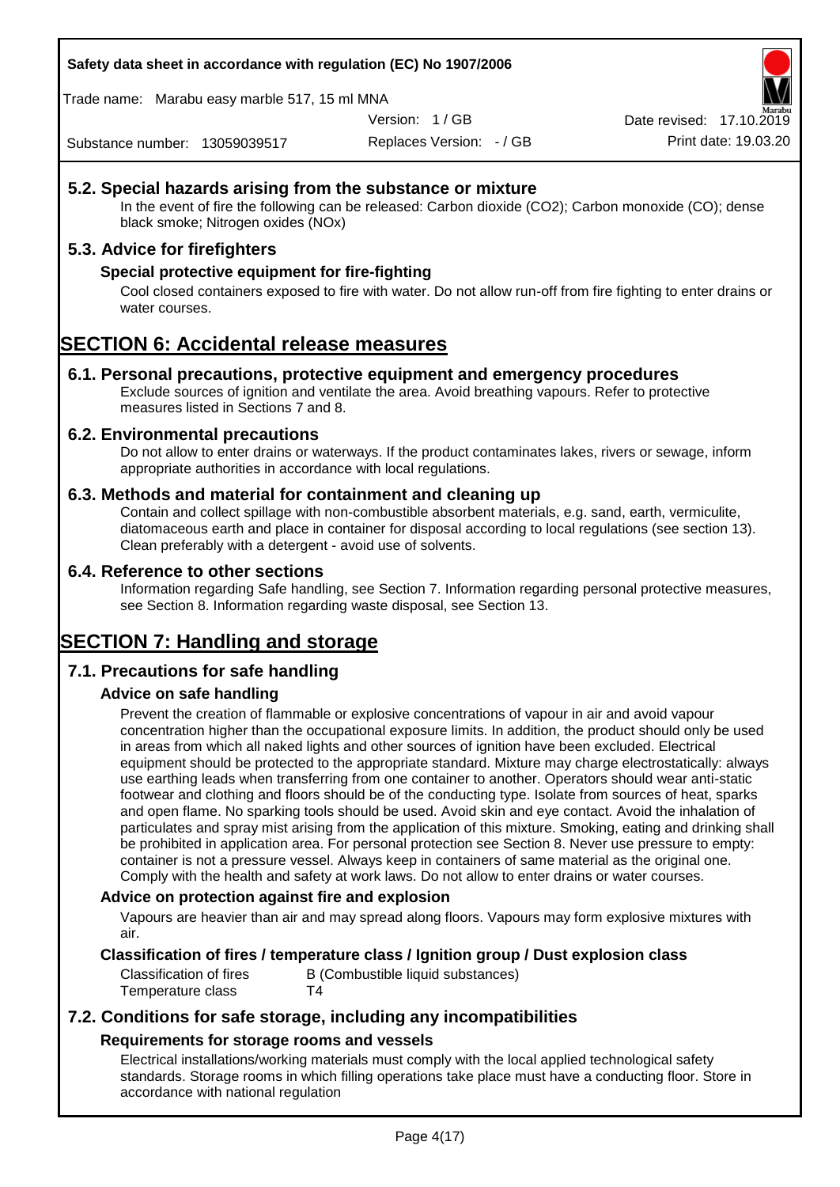## 5.2. Special hazards arising from the substance or mixture

In the event of fire the following can be released: Carbon dioxide ($CO_2$); Carbon monoxide (CO); dense black smoke; Nitrogen oxides (NOx)

## 5.3. Advice for firefighters

### Special protective equipment for fire-fighting

Cool closed containers exposed to fire with water. Do not allow run-off from fire fighting to enter drains or water courses.

# SECTION 6: Accidental release measures

## 6.1. Personal precautions, protective equipment and emergency procedures

Exclude sources of ignition and ventilate the area. Avoid breathing vapours. Refer to protective measures listed in Sections 7 and 8.

## 6.2. Environmental precautions

Do not allow to enter drains or waterways. If the product contaminates lakes, rivers or sewage, inform appropriate authorities in accordance with local regulations.

## 6.3. Methods and material for containment and cleaning up

Contain and collect spillage with non-combustible absorbent materials, e.g. sand, earth, vermiculite, diatomaceous earth and place in container for disposal according to local regulations (see section 13). Clean preferably with a detergent - avoid use of solvents.

## 6.4. Reference to other sections

Information regarding Safe handling, see Section 7. Information regarding personal protective measures, see Section 8. Information regarding waste disposal, see Section 13.

# SECTION 7: Handling and storage

## 7.1. Precautions for safe handling

### Advice on safe handling

Prevent the creation of flammable or explosive concentrations of vapour in air and avoid vapour concentration higher than the occupational exposure limits. In addition, the product should only be used in areas from which all naked lights and other sources of ignition have been excluded. Electrical equipment should be protected to the appropriate standard. Mixture may charge electrostatically: always use earthing leads when transferring from one container to another. Operators should wear anti-static footwear and clothing and floors should be of the conducting type. Isolate from sources of heat, sparks and open flame. No sparking tools should be used. Avoid skin and eye contact. Avoid the inhalation of particulates and spray mist arising from the application of this mixture. Smoking, eating and drinking shall be prohibited in application area. For personal protection see Section 8. Never use pressure to empty: container is not a pressure vessel. Always keep in containers of same material as the original one. Comply with the health and safety at work laws. Do not allow to enter drains or water courses.

### Advice on protection against fire and explosion

Vapours are heavier than air and may spread along floors. Vapours may form explosive mixtures with air.

### Classification of fires / temperature class / Ignition group / Dust explosion class

| | |
|---|---|
| Classification of fires | B (Combustible liquid substances) |
| Temperature class | T4 |

## 7.2. Conditions for safe storage, including any incompatibilities

### Requirements for storage rooms and vessels

Electrical installations/working materials must comply with the local applied technological safety standards. Storage rooms in which filling operations take place must have a conducting floor. Store in accordance with national regulation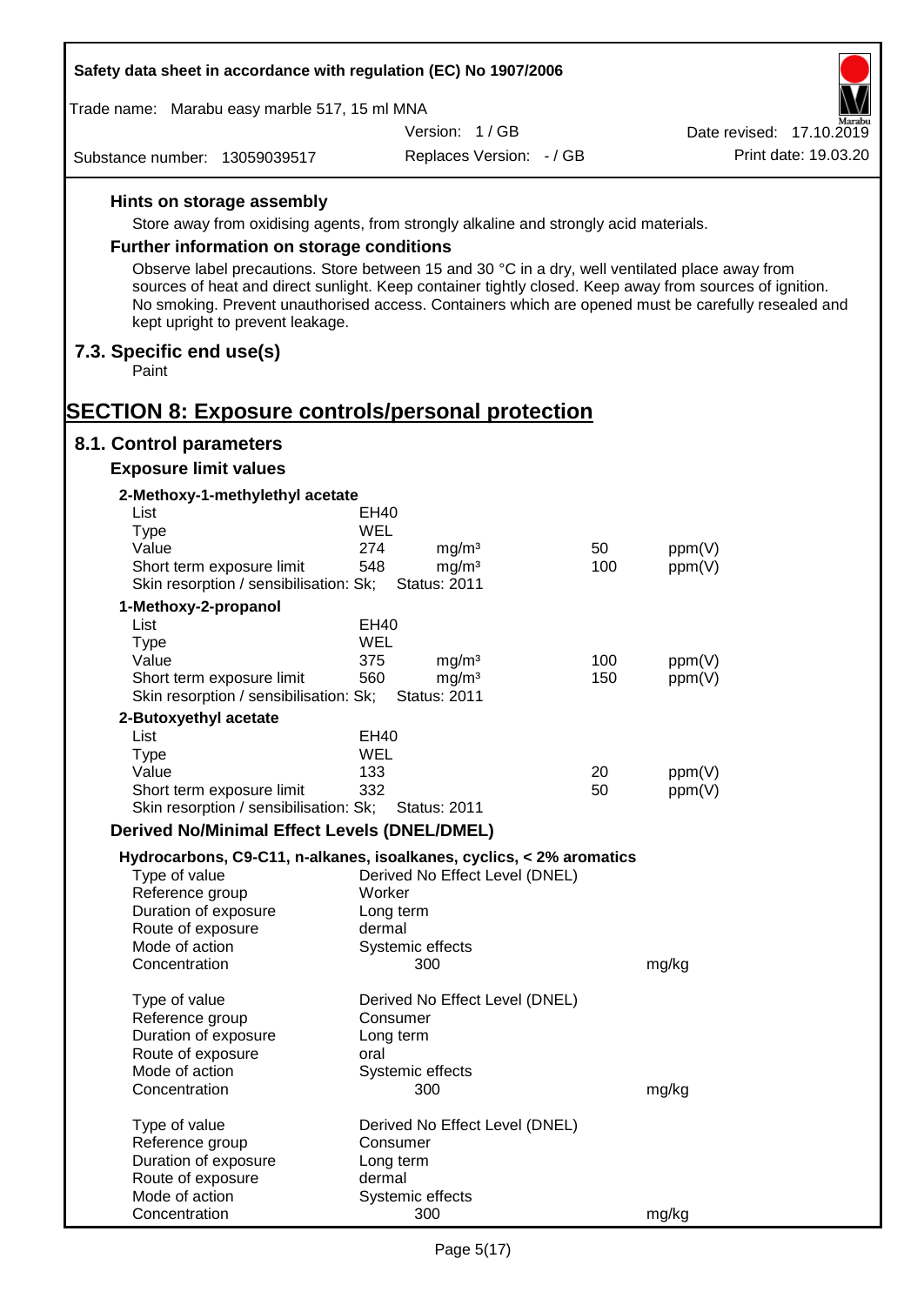### Hints on storage assembly

Store away from oxidising agents, from strongly alkaline and strongly acid materials.

### Further information on storage conditions

Observe label precautions. Store between 15 and 30 °C in a dry, well ventilated place away from sources of heat and direct sunlight. Keep container tightly closed. Keep away from sources of ignition. No smoking. Prevent unauthorised access. Containers which are opened must be carefully resealed and kept upright to prevent leakage.

## 7.3. Specific end use(s)

Paint

# SECTION 8: Exposure controls/personal protection

## 8.1. Control parameters

### Exposure limit values

**2-Methoxy-1-methylethyl acetate**

| | | | | |
|---|---|---|---|---|
| List | EH40 | | | |
| Type | WEL | | | |
| Value | 274 | mg/m³ | 50 | ppm(V) |
| Short term exposure limit | 548 | mg/m³ | 100 | ppm(V) |
| Skin resorption / sensibilisation: Sk; | Status: 2011 | | | |

**1-Methoxy-2-propanol**

| | | | | |
|---|---|---|---|---|
| List | EH40 | | | |
| Type | WEL | | | |
| Value | 375 | mg/m³ | 100 | ppm(V) |
| Short term exposure limit | 560 | mg/m³ | 150 | ppm(V) |
| Skin resorption / sensibilisation: Sk; | Status: 2011 | | | |

**2-Butoxyethyl acetate**

| | | | | |
|---|---|---|---|---|
| List | EH40 | | | |
| Type | WEL | | | |
| Value | 133 | | 20 | ppm(V) |
| Short term exposure limit | 332 | | 50 | ppm(V) |
| Skin resorption / sensibilisation: Sk; | Status: 2011 | | | |

### Derived No/Minimal Effect Levels (DNEL/DMEL)

**Hydrocarbons, C9-C11, n-alkanes, isoalkanes, cyclics, < 2% aromatics**

| | | |
|---|---|---|
| Type of value | Derived No Effect Level (DNEL) | |
| Reference group | Worker | |
| Duration of exposure | Long term | |
| Route of exposure | dermal | |
| Mode of action | Systemic effects | |
| Concentration | 300 | mg/kg |

| | | |
|---|---|---|
| Type of value | Derived No Effect Level (DNEL) | |
| Reference group | Consumer | |
| Duration of exposure | Long term | |
| Route of exposure | oral | |
| Mode of action | Systemic effects | |
| Concentration | 300 | mg/kg |

| | | |
|---|---|---|
| Type of value | Derived No Effect Level (DNEL) | |
| Reference group | Consumer | |
| Duration of exposure | Long term | |
| Route of exposure | dermal | |
| Mode of action | Systemic effects | |
| Concentration | 300 | mg/kg |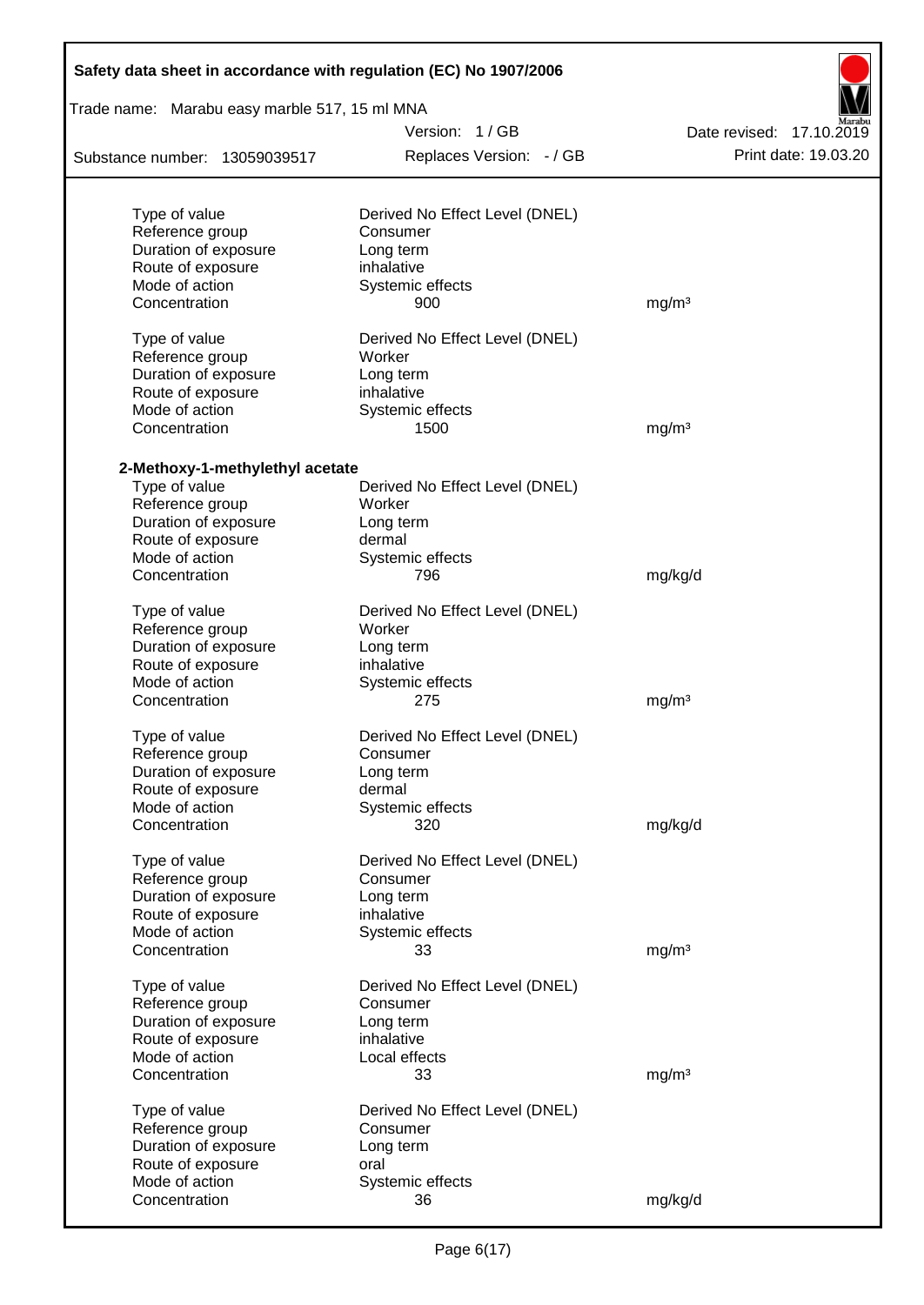| | | |
|---|---|---|
| Type of value | Derived No Effect Level (DNEL) | |
| Reference group | Consumer | |
| Duration of exposure | Long term | |
| Route of exposure | inhalative | |
| Mode of action | Systemic effects | |
| Concentration | 900 | mg/m³ |

| | | |
|---|---|---|
| Type of value | Derived No Effect Level (DNEL) | |
| Reference group | Worker | |
| Duration of exposure | Long term | |
| Route of exposure | inhalative | |
| Mode of action | Systemic effects | |
| Concentration | 1500 | mg/m³ |

**2-Methoxy-1-methylethyl acetate**

| | | |
|---|---|---|
| Type of value | Derived No Effect Level (DNEL) | |
| Reference group | Worker | |
| Duration of exposure | Long term | |
| Route of exposure | dermal | |
| Mode of action | Systemic effects | |
| Concentration | 796 | mg/kg/d |

| | | |
|---|---|---|
| Type of value | Derived No Effect Level (DNEL) | |
| Reference group | Worker | |
| Duration of exposure | Long term | |
| Route of exposure | inhalative | |
| Mode of action | Systemic effects | |
| Concentration | 275 | mg/m³ |

| | | |
|---|---|---|
| Type of value | Derived No Effect Level (DNEL) | |
| Reference group | Consumer | |
| Duration of exposure | Long term | |
| Route of exposure | dermal | |
| Mode of action | Systemic effects | |
| Concentration | 320 | mg/kg/d |

| | | |
|---|---|---|
| Type of value | Derived No Effect Level (DNEL) | |
| Reference group | Consumer | |
| Duration of exposure | Long term | |
| Route of exposure | inhalative | |
| Mode of action | Systemic effects | |
| Concentration | 33 | mg/m³ |

| | | |
|---|---|---|
| Type of value | Derived No Effect Level (DNEL) | |
| Reference group | Consumer | |
| Duration of exposure | Long term | |
| Route of exposure | inhalative | |
| Mode of action | Local effects | |
| Concentration | 33 | mg/m³ |

| | | |
|---|---|---|
| Type of value | Derived No Effect Level (DNEL) | |
| Reference group | Consumer | |
| Duration of exposure | Long term | |
| Route of exposure | oral | |
| Mode of action | Systemic effects | |
| Concentration | 36 | mg/kg/d |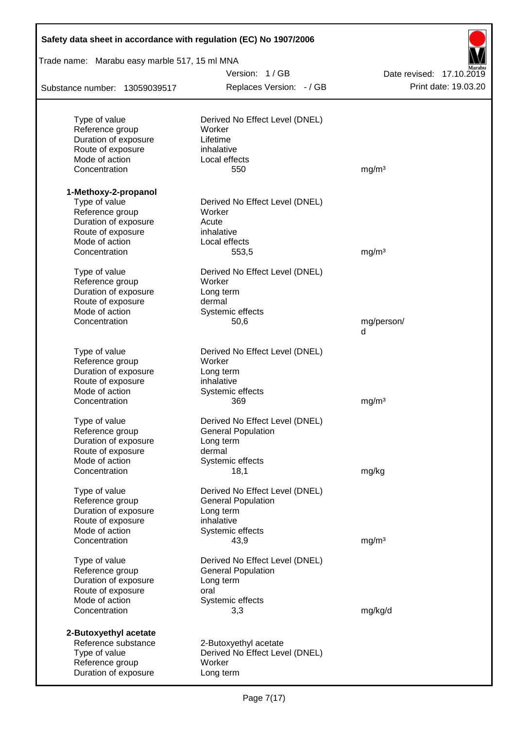| | | |
|---|---|---|
| Type of value | Derived No Effect Level (DNEL) | |
| Reference group | Worker | |
| Duration of exposure | Lifetime | |
| Route of exposure | inhalative | |
| Mode of action | Local effects | |
| Concentration | 550 | mg/m³ |

**1-Methoxy-2-propanol**

| | | |
|---|---|---|
| Type of value | Derived No Effect Level (DNEL) | |
| Reference group | Worker | |
| Duration of exposure | Acute | |
| Route of exposure | inhalative | |
| Mode of action | Local effects | |
| Concentration | 553,5 | mg/m³ |

| | | |
|---|---|---|
| Type of value | Derived No Effect Level (DNEL) | |
| Reference group | Worker | |
| Duration of exposure | Long term | |
| Route of exposure | dermal | |
| Mode of action | Systemic effects | |
| Concentration | 50,6 | mg/person/d |

| | | |
|---|---|---|
| Type of value | Derived No Effect Level (DNEL) | |
| Reference group | Worker | |
| Duration of exposure | Long term | |
| Route of exposure | inhalative | |
| Mode of action | Systemic effects | |
| Concentration | 369 | mg/m³ |

| | | |
|---|---|---|
| Type of value | Derived No Effect Level (DNEL) | |
| Reference group | General Population | |
| Duration of exposure | Long term | |
| Route of exposure | dermal | |
| Mode of action | Systemic effects | |
| Concentration | 18,1 | mg/kg |

| | | |
|---|---|---|
| Type of value | Derived No Effect Level (DNEL) | |
| Reference group | General Population | |
| Duration of exposure | Long term | |
| Route of exposure | inhalative | |
| Mode of action | Systemic effects | |
| Concentration | 43,9 | mg/m³ |

| | | |
|---|---|---|
| Type of value | Derived No Effect Level (DNEL) | |
| Reference group | General Population | |
| Duration of exposure | Long term | |
| Route of exposure | oral | |
| Mode of action | Systemic effects | |
| Concentration | 3,3 | mg/kg/d |

**2-Butoxyethyl acetate**

| | |
|---|---|
| Reference substance | 2-Butoxyethyl acetate |
| Type of value | Derived No Effect Level (DNEL) |
| Reference group | Worker |
| Duration of exposure | Long term |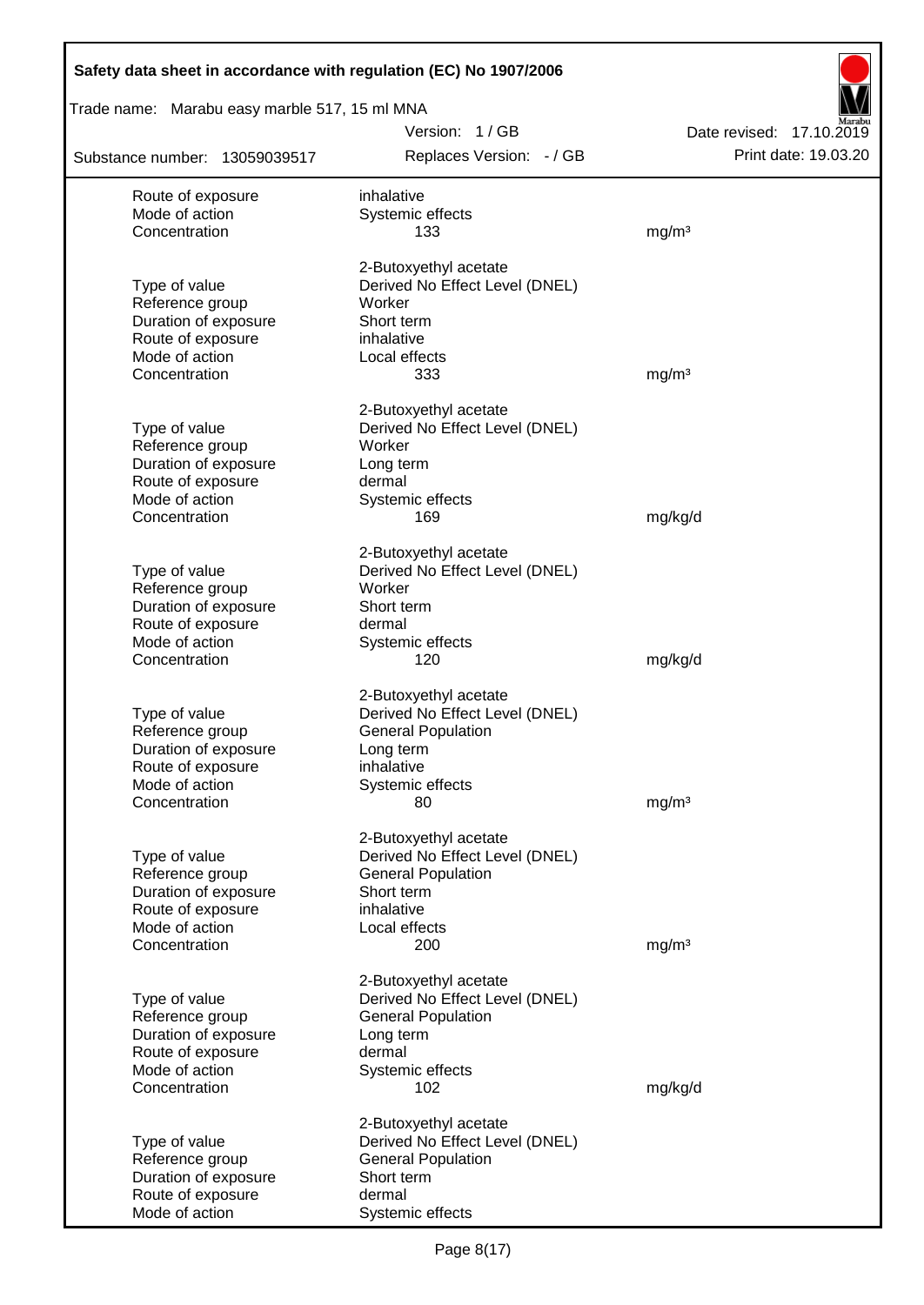| | | |
|---|---|---|
| Route of exposure | inhalative | |
| Mode of action | Systemic effects | |
| Concentration | 133 | mg/m³ |
| | 2-Butoxyethyl acetate | |
| Type of value | Derived No Effect Level (DNEL) | |
| Reference group | Worker | |
| Duration of exposure | Short term | |
| Route of exposure | inhalative | |
| Mode of action | Local effects | |
| Concentration | 333 | mg/m³ |
| | 2-Butoxyethyl acetate | |
| Type of value | Derived No Effect Level (DNEL) | |
| Reference group | Worker | |
| Duration of exposure | Long term | |
| Route of exposure | dermal | |
| Mode of action | Systemic effects | |
| Concentration | 169 | mg/kg/d |
| | 2-Butoxyethyl acetate | |
| Type of value | Derived No Effect Level (DNEL) | |
| Reference group | Worker | |
| Duration of exposure | Short term | |
| Route of exposure | dermal | |
| Mode of action | Systemic effects | |
| Concentration | 120 | mg/kg/d |
| | 2-Butoxyethyl acetate | |
| Type of value | Derived No Effect Level (DNEL) | |
| Reference group | General Population | |
| Duration of exposure | Long term | |
| Route of exposure | inhalative | |
| Mode of action | Systemic effects | |
| Concentration | 80 | mg/m³ |
| | 2-Butoxyethyl acetate | |
| Type of value | Derived No Effect Level (DNEL) | |
| Reference group | General Population | |
| Duration of exposure | Short term | |
| Route of exposure | inhalative | |
| Mode of action | Local effects | |
| Concentration | 200 | mg/m³ |
| | 2-Butoxyethyl acetate | |
| Type of value | Derived No Effect Level (DNEL) | |
| Reference group | General Population | |
| Duration of exposure | Long term | |
| Route of exposure | dermal | |
| Mode of action | Systemic effects | |
| Concentration | 102 | mg/kg/d |
| | 2-Butoxyethyl acetate | |
| Type of value | Derived No Effect Level (DNEL) | |
| Reference group | General Population | |
| Duration of exposure | Short term | |
| Route of exposure | dermal | |
| Mode of action | Systemic effects | |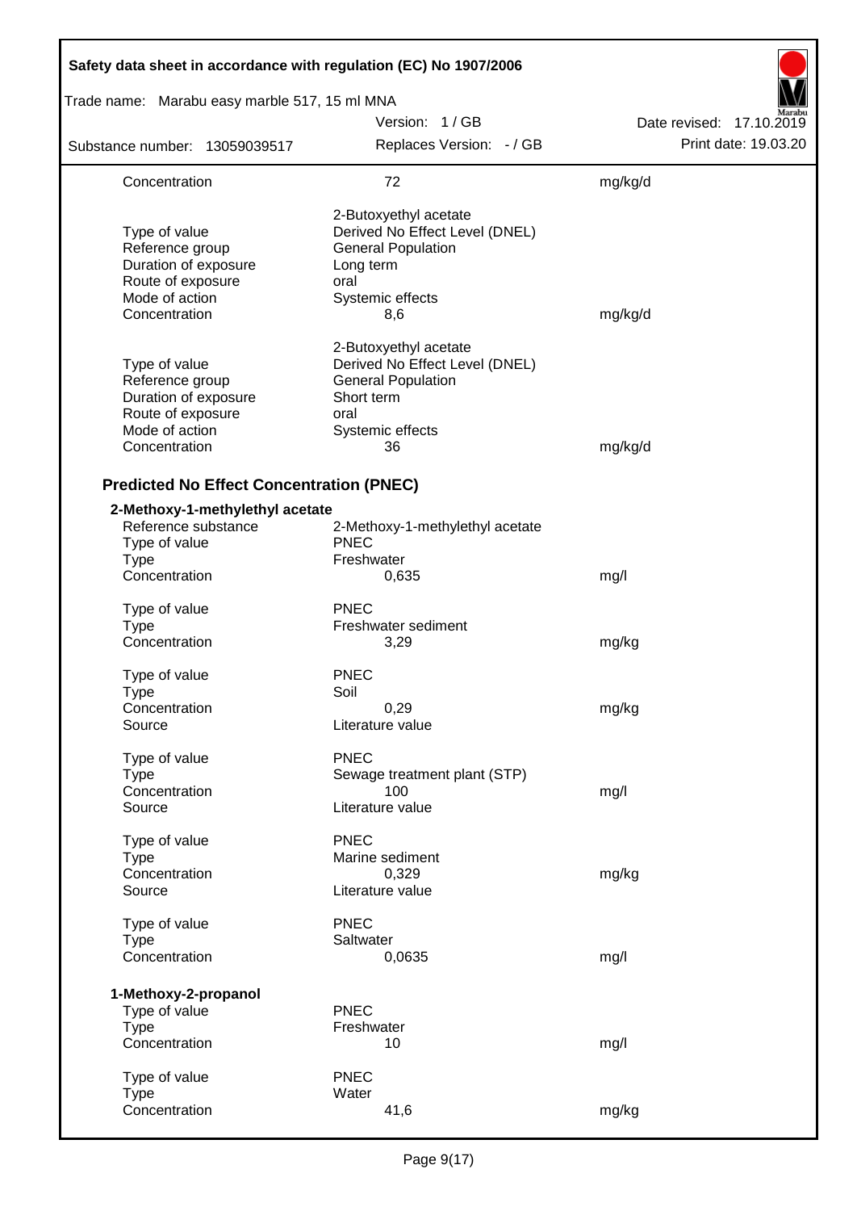| | | |
|---|---|---|
| Concentration | 72 | mg/kg/d |
| | 2-Butoxyethyl acetate | |
| Type of value | Derived No Effect Level (DNEL) | |
| Reference group | General Population | |
| Duration of exposure | Long term | |
| Route of exposure | oral | |
| Mode of action | Systemic effects | |
| Concentration | 8,6 | mg/kg/d |
| | 2-Butoxyethyl acetate | |
| Type of value | Derived No Effect Level (DNEL) | |
| Reference group | General Population | |
| Duration of exposure | Short term | |
| Route of exposure | oral | |
| Mode of action | Systemic effects | |
| Concentration | 36 | mg/kg/d |

### Predicted No Effect Concentration (PNEC)

**2-Methoxy-1-methylethyl acetate**

| | | |
|---|---|---|
| Reference substance | 2-Methoxy-1-methylethyl acetate | |
| Type of value | PNEC | |
| Type | Freshwater | |
| Concentration | 0,635 | mg/l |
| Type of value | PNEC | |
| Type | Freshwater sediment | |
| Concentration | 3,29 | mg/kg |
| Type of value | PNEC | |
| Type | Soil | |
| Concentration | 0,29 | mg/kg |
| Source | Literature value | |
| Type of value | PNEC | |
| Type | Sewage treatment plant (STP) | |
| Concentration | 100 | mg/l |
| Source | Literature value | |
| Type of value | PNEC | |
| Type | Marine sediment | |
| Concentration | 0,329 | mg/kg |
| Source | Literature value | |
| Type of value | PNEC | |
| Type | Saltwater | |
| Concentration | 0,0635 | mg/l |

**1-Methoxy-2-propanol**

| | | |
|---|---|---|
| Type of value | PNEC | |
| Type | Freshwater | |
| Concentration | 10 | mg/l |
| Type of value | PNEC | |
| Type | Water | |
| Concentration | 41,6 | mg/kg |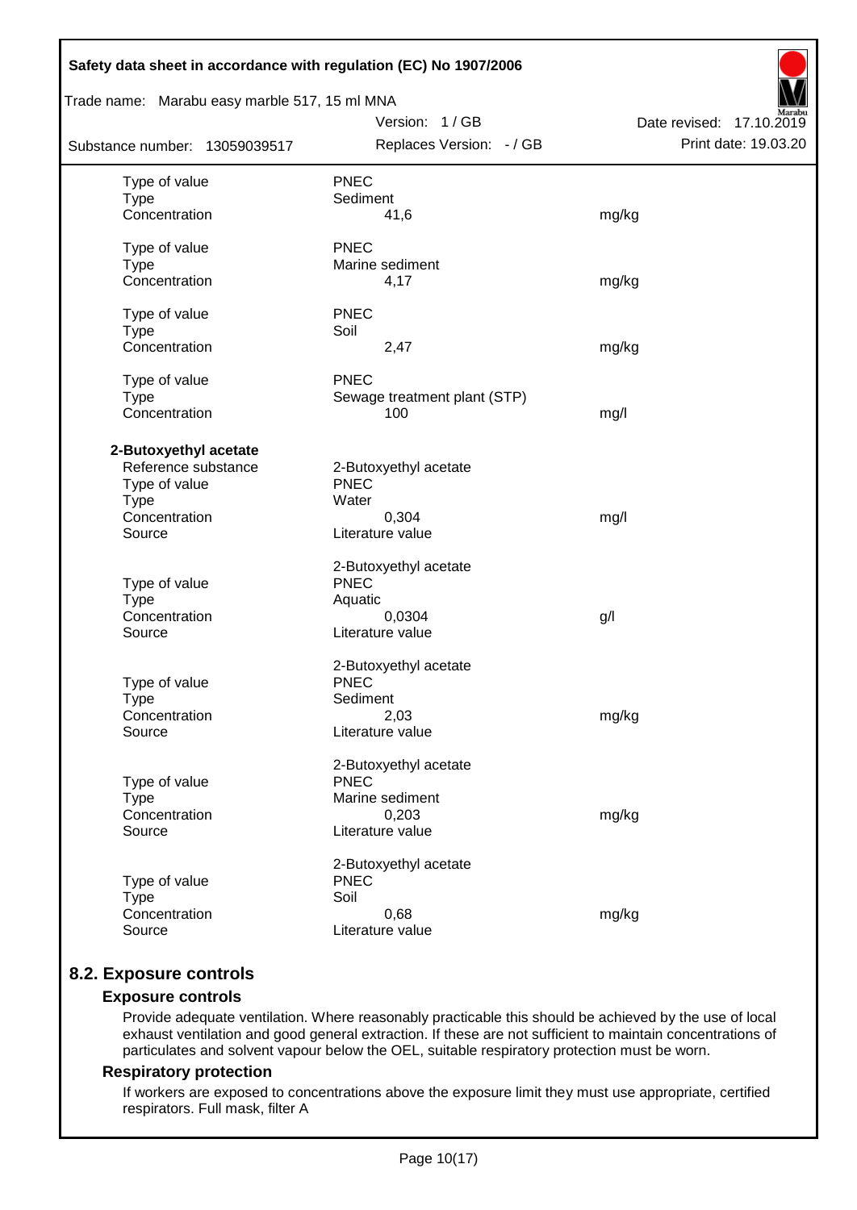| | | |
|---|---|---|
| Type of value | PNEC | |
| Type | Sediment | |
| Concentration | 41,6 | mg/kg |
| | | |
| Type of value | PNEC | |
| Type | Marine sediment | |
| Concentration | 4,17 | mg/kg |
| | | |
| Type of value | PNEC | |
| Type | Soil | |
| Concentration | 2,47 | mg/kg |
| | | |
| Type of value | PNEC | |
| Type | Sewage treatment plant (STP) | |
| Concentration | 100 | mg/l |

**2-Butoxyethyl acetate**

| | | |
|---|---|---|
| Reference substance | 2-Butoxyethyl acetate | |
| Type of value | PNEC | |
| Type | Water | |
| Concentration | 0,304 | mg/l |
| Source | Literature value | |
| | | |
| | 2-Butoxyethyl acetate | |
| Type of value | PNEC | |
| Type | Aquatic | |
| Concentration | 0,0304 | g/l |
| Source | Literature value | |
| | | |
| | 2-Butoxyethyl acetate | |
| Type of value | PNEC | |
| Type | Sediment | |
| Concentration | 2,03 | mg/kg |
| Source | Literature value | |
| | | |
| | 2-Butoxyethyl acetate | |
| Type of value | PNEC | |
| Type | Marine sediment | |
| Concentration | 0,203 | mg/kg |
| Source | Literature value | |
| | | |
| | 2-Butoxyethyl acetate | |
| Type of value | PNEC | |
| Type | Soil | |
| Concentration | 0,68 | mg/kg |
| Source | Literature value | |

## 8.2. Exposure controls

### Exposure controls

Provide adequate ventilation. Where reasonably practicable this should be achieved by the use of local exhaust ventilation and good general extraction. If these are not sufficient to maintain concentrations of particulates and solvent vapour below the OEL, suitable respiratory protection must be worn.

### Respiratory protection

If workers are exposed to concentrations above the exposure limit they must use appropriate, certified respirators. Full mask, filter A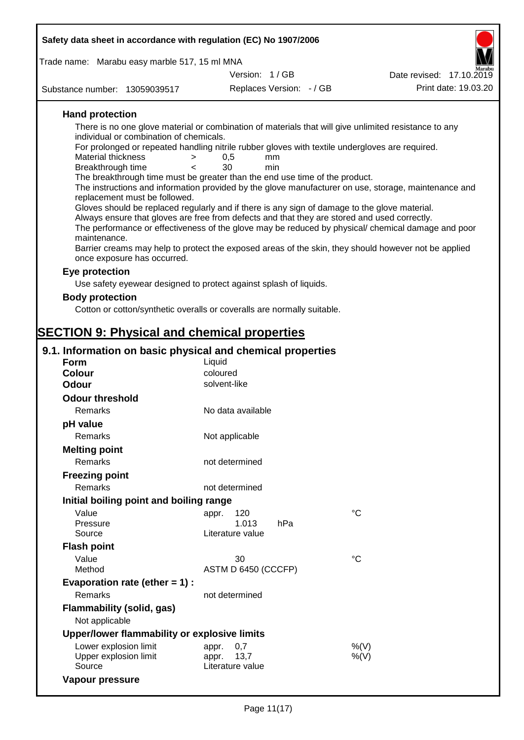### Hand protection

There is no one glove material or combination of materials that will give unlimited resistance to any individual or combination of chemicals.

For prolonged or repeated handling nitrile rubber gloves with textile undergloves are required.

| | | | |
|---|---|---|---|
| Material thickness | > | 0,5 | mm |
| Breakthrough time | < | 30 | min |

The breakthrough time must be greater than the end use time of the product.

The instructions and information provided by the glove manufacturer on use, storage, maintenance and replacement must be followed.

Gloves should be replaced regularly and if there is any sign of damage to the glove material.

Always ensure that gloves are free from defects and that they are stored and used correctly.

The performance or effectiveness of the glove may be reduced by physical/ chemical damage and poor maintenance.

Barrier creams may help to protect the exposed areas of the skin, they should however not be applied once exposure has occurred.

### Eye protection

Use safety eyewear designed to protect against splash of liquids.

### Body protection

Cotton or cotton/synthetic overalls or coveralls are normally suitable.

# SECTION 9: Physical and chemical properties

## 9.1. Information on basic physical and chemical properties

**Form** Liquid

**Colour** coloured

**Odour** solvent-like

**Odour threshold**

Remarks: No data available

**pH value**

Remarks: Not applicable

**Melting point**

Remarks: not determined

**Freezing point**

Remarks: not determined

**Initial boiling point and boiling range**

| | | | |
|---|---|---|---|
| Value | appr. 120 | | °C |
| Pressure | 1.013 | hPa | |
| Source | Literature value | | |

**Flash point**

| | | |
|---|---|---|
| Value | 30 | °C |
| Method | ASTM D 6450 (CCCFP) | |

**Evaporation rate (ether = 1) :**

Remarks: not determined

**Flammability (solid, gas)**

Not applicable

**Upper/lower flammability or explosive limits**

| | | |
|---|---|---|
| Lower explosion limit | appr. 0,7 | %(V) |
| Upper explosion limit | appr. 13,7 | %(V) |
| Source | Literature value | |

**Vapour pressure**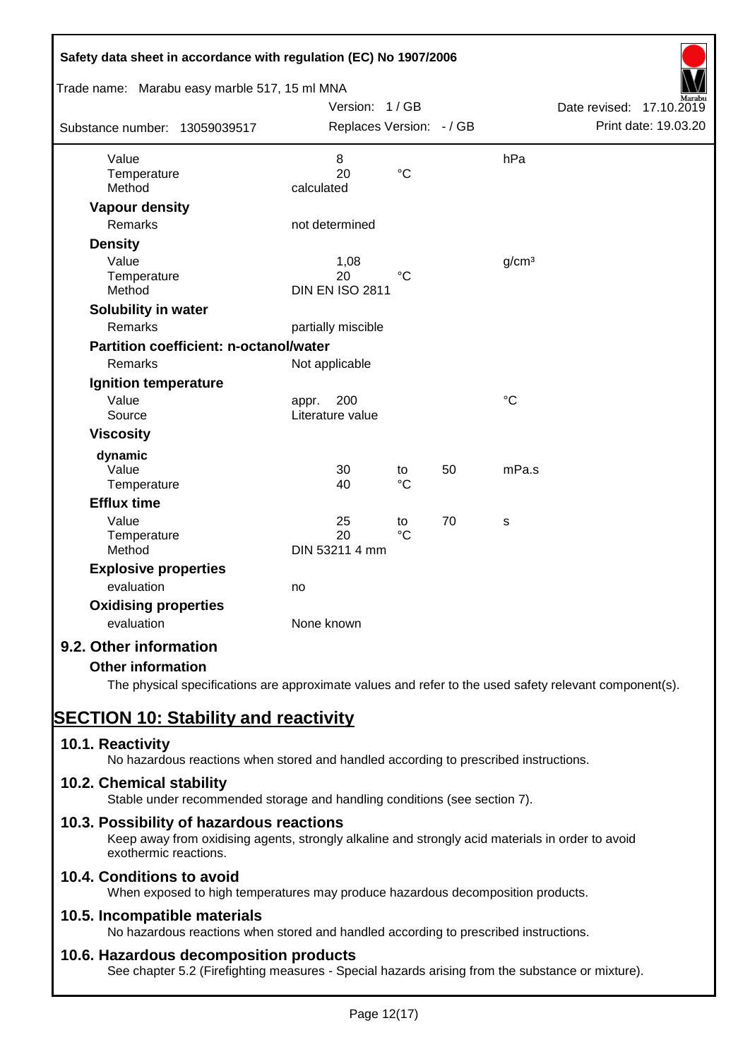| | | | | |
|---|---|---|---|---|
| Value | 8 | | | hPa |
| Temperature | 20 | °C | | |
| Method | calculated | | | |

**Vapour density**

| | |
|---|---|
| Remarks | not determined |

**Density**

| | | | | |
|---|---|---|---|---|
| Value | 1,08 | | | g/cm³ |
| Temperature | 20 | °C | | |
| Method | DIN EN ISO 2811 | | | |

**Solubility in water**

| | |
|---|---|
| Remarks | partially miscible |

**Partition coefficient: n-octanol/water**

| | |
|---|---|
| Remarks | Not applicable |

**Ignition temperature**

| | | |
|---|---|---|
| Value | appr. 200 | °C |
| Source | Literature value | |

**Viscosity**

**dynamic**

| | | | | |
|---|---|---|---|---|
| Value | 30 | to | 50 | mPa.s |
| Temperature | 40 | °C | | |

**Efflux time**

| | | | | |
|---|---|---|---|---|
| Value | 25 | to | 70 | s |
| Temperature | 20 | °C | | |
| Method | DIN 53211 4 mm | | | |

**Explosive properties**

| | |
|---|---|
| evaluation | no |

**Oxidising properties**

| | |
|---|---|
| evaluation | None known |

### 9.2. Other information

**Other information**

The physical specifications are approximate values and refer to the used safety relevant component(s).

## SECTION 10: Stability and reactivity

### 10.1. Reactivity

No hazardous reactions when stored and handled according to prescribed instructions.

### 10.2. Chemical stability

Stable under recommended storage and handling conditions (see section 7).

### 10.3. Possibility of hazardous reactions

Keep away from oxidising agents, strongly alkaline and strongly acid materials in order to avoid exothermic reactions.

### 10.4. Conditions to avoid

When exposed to high temperatures may produce hazardous decomposition products.

### 10.5. Incompatible materials

No hazardous reactions when stored and handled according to prescribed instructions.

### 10.6. Hazardous decomposition products

See chapter 5.2 (Firefighting measures - Special hazards arising from the substance or mixture).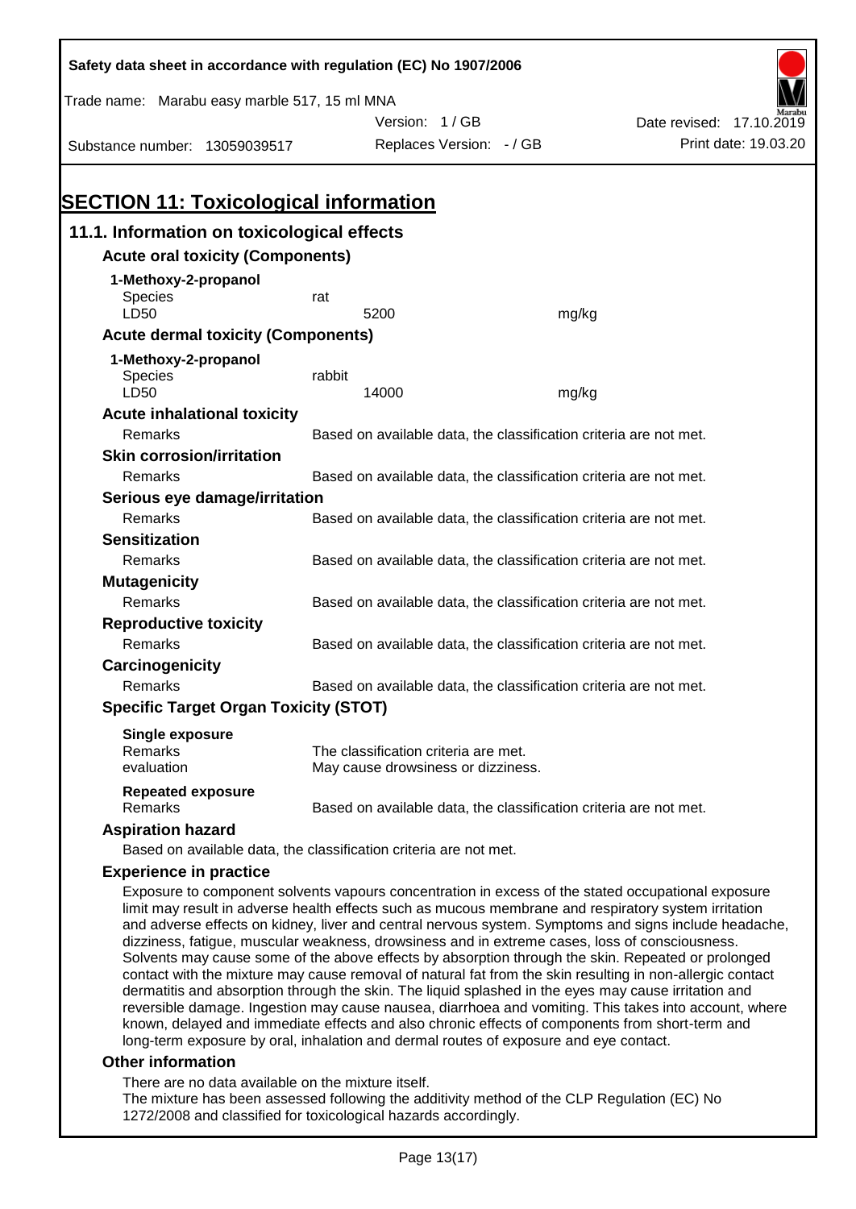# SECTION 11: Toxicological information

## 11.1. Information on toxicological effects

### Acute oral toxicity (Components)

**1-Methoxy-2-propanol**

| | | |
|---|---|---|
| Species | rat | |
| LD50 | 5200 | mg/kg |

### Acute dermal toxicity (Components)

**1-Methoxy-2-propanol**

| | | |
|---|---|---|
| Species | rabbit | |
| LD50 | 14000 | mg/kg |

### Acute inhalational toxicity

Remarks: Based on available data, the classification criteria are not met.

### Skin corrosion/irritation

Remarks: Based on available data, the classification criteria are not met.

### Serious eye damage/irritation

Remarks: Based on available data, the classification criteria are not met.

### Sensitization

Remarks: Based on available data, the classification criteria are not met.

### Mutagenicity

Remarks: Based on available data, the classification criteria are not met.

### Reproductive toxicity

Remarks: Based on available data, the classification criteria are not met.

### Carcinogenicity

Remarks: Based on available data, the classification criteria are not met.

### Specific Target Organ Toxicity (STOT)

**Single exposure**

Remarks: The classification criteria are met.
evaluation: May cause drowsiness or dizziness.

**Repeated exposure**

Remarks: Based on available data, the classification criteria are not met.

### Aspiration hazard

Based on available data, the classification criteria are not met.

### Experience in practice

Exposure to component solvents vapours concentration in excess of the stated occupational exposure limit may result in adverse health effects such as mucous membrane and respiratory system irritation and adverse effects on kidney, liver and central nervous system. Symptoms and signs include headache, dizziness, fatigue, muscular weakness, drowsiness and in extreme cases, loss of consciousness. Solvents may cause some of the above effects by absorption through the skin. Repeated or prolonged contact with the mixture may cause removal of natural fat from the skin resulting in non-allergic contact dermatitis and absorption through the skin. The liquid splashed in the eyes may cause irritation and reversible damage. Ingestion may cause nausea, diarrhoea and vomiting. This takes into account, where known, delayed and immediate effects and also chronic effects of components from short-term and long-term exposure by oral, inhalation and dermal routes of exposure and eye contact.

### Other information

There are no data available on the mixture itself.
The mixture has been assessed following the additivity method of the CLP Regulation (EC) No 1272/2008 and classified for toxicological hazards accordingly.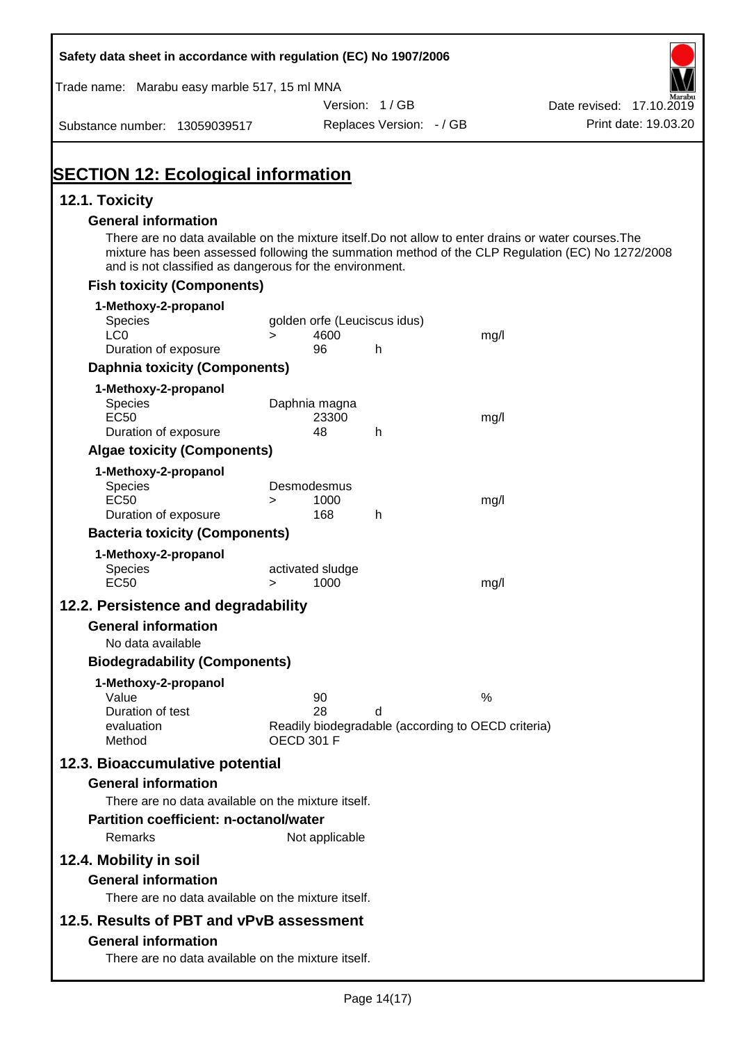# SECTION 12: Ecological information

## 12.1. Toxicity

### General information

There are no data available on the mixture itself.Do not allow to enter drains or water courses.The mixture has been assessed following the summation method of the CLP Regulation (EC) No 1272/2008 and is not classified as dangerous for the environment.

### Fish toxicity (Components)

**1-Methoxy-2-propanol**

| | | | | |
|---|---|---|---|---|
| Species | golden orfe (Leuciscus idus) | | | |
| LC0 | > | 4600 | | mg/l |
| Duration of exposure | | 96 | h | |

### Daphnia toxicity (Components)

**1-Methoxy-2-propanol**

| | | | | |
|---|---|---|---|---|
| Species | Daphnia magna | | | |
| EC50 | | 23300 | | mg/l |
| Duration of exposure | | 48 | h | |

### Algae toxicity (Components)

**1-Methoxy-2-propanol**

| | | | | |
|---|---|---|---|---|
| Species | Desmodesmus | | | |
| EC50 | > | 1000 | | mg/l |
| Duration of exposure | | 168 | h | |

### Bacteria toxicity (Components)

**1-Methoxy-2-propanol**

| | | | | |
|---|---|---|---|---|
| Species | activated sludge | | | |
| EC50 | > | 1000 | | mg/l |

## 12.2. Persistence and degradability

### General information

No data available

### Biodegradability (Components)

**1-Methoxy-2-propanol**

| | | | |
|---|---|---|---|
| Value | 90 | | % |
| Duration of test | 28 | d | |
| evaluation | Readily biodegradable (according to OECD criteria) | | |
| Method | OECD 301 F | | |

## 12.3. Bioaccumulative potential

### General information

There are no data available on the mixture itself.

### Partition coefficient: n-octanol/water

Remarks: Not applicable

## 12.4. Mobility in soil

### General information

There are no data available on the mixture itself.

## 12.5. Results of PBT and vPvB assessment

### General information

There are no data available on the mixture itself.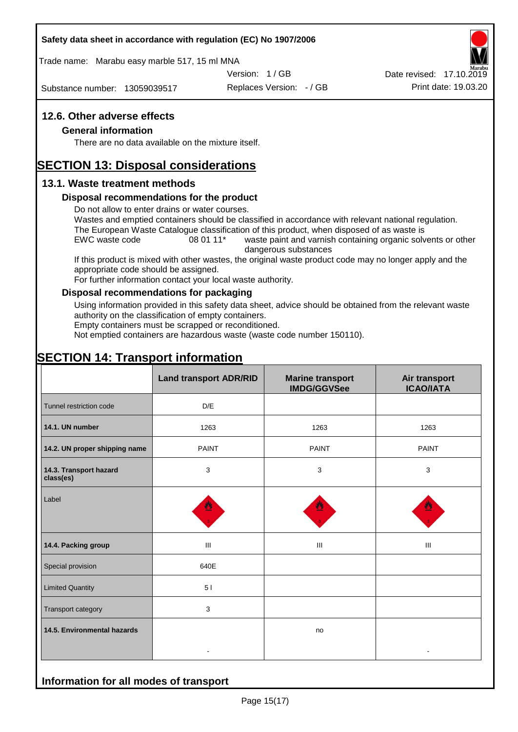## 12.6. Other adverse effects

### General information

There are no data available on the mixture itself.

# SECTION 13: Disposal considerations

## 13.1. Waste treatment methods

### Disposal recommendations for the product

Do not allow to enter drains or water courses.
Wastes and emptied containers should be classified in accordance with relevant national regulation.
The European Waste Catalogue classification of this product, when disposed of as waste is
EWC waste code 08 01 11* waste paint and varnish containing organic solvents or other dangerous substances
If this product is mixed with other wastes, the original waste product code may no longer apply and the appropriate code should be assigned.
For further information contact your local waste authority.

### Disposal recommendations for packaging

Using information provided in this safety data sheet, advice should be obtained from the relevant waste authority on the classification of empty containers.
Empty containers must be scrapped or reconditioned.
Not emptied containers are hazardous waste (waste code number 150110).

# SECTION 14: Transport information

| | Land transport ADR/RID | Marine transport IMDG/GGVSee | Air transport ICAO/IATA |
|---|---|---|---|
| Tunnel restriction code | D/E | | |
| **14.1. UN number** | 1263 | 1263 | 1263 |
| **14.2. UN proper shipping name** | PAINT | PAINT | PAINT |
| **14.3. Transport hazard class(es)** | 3 | 3 | 3 |
| Label | | | |
| **14.4. Packing group** | III | III | III |
| Special provision | 640E | | |
| Limited Quantity | 5 l | | |
| Transport category | 3 | | |
| **14.5. Environmental hazards** | - | no | - |

## Information for all modes of transport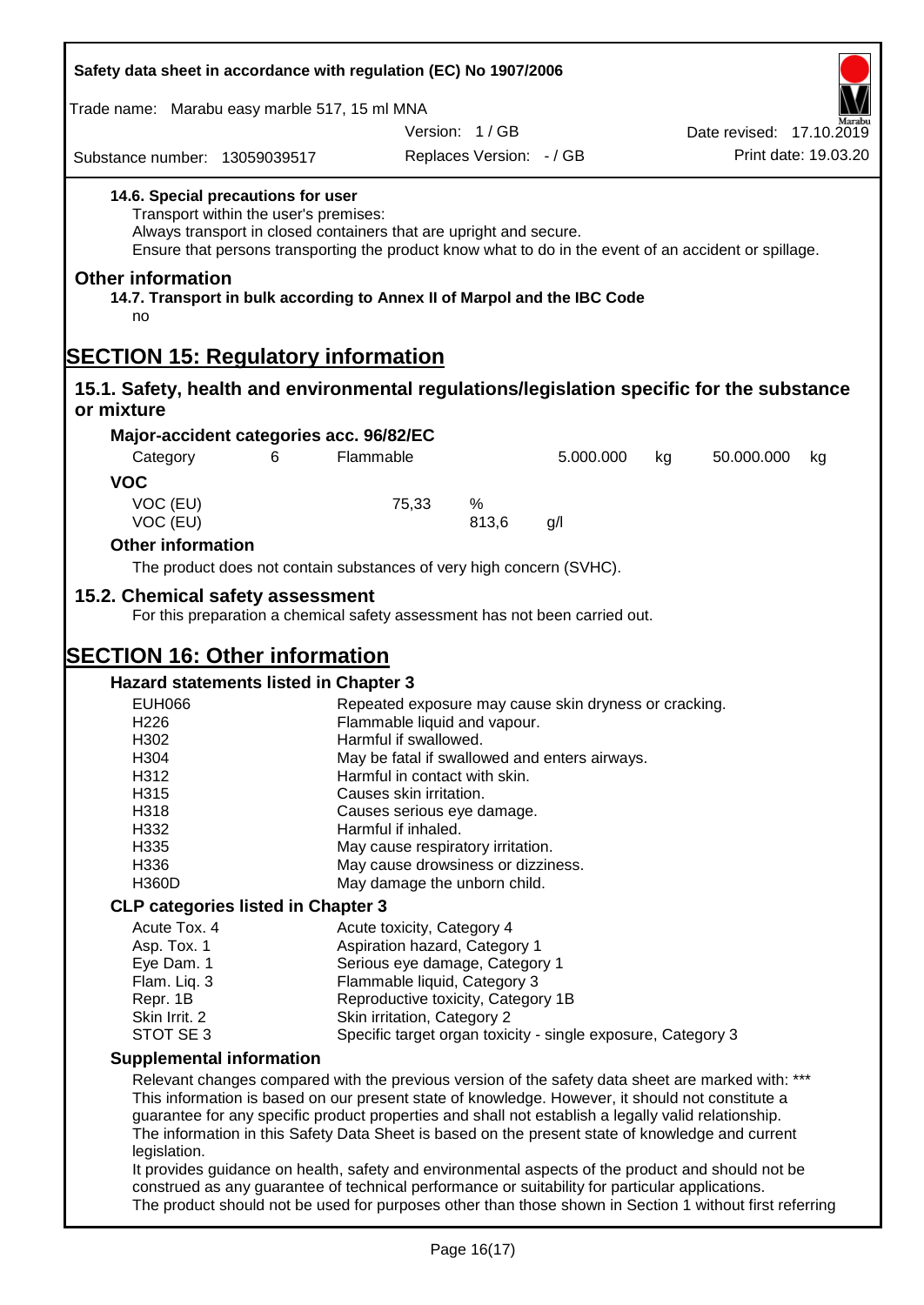#### 14.6. Special precautions for user

Transport within the user's premises:
Always transport in closed containers that are upright and secure.
Ensure that persons transporting the product know what to do in the event of an accident or spillage.

### Other information

#### 14.7. Transport in bulk according to Annex II of Marpol and the IBC Code

no

# SECTION 15: Regulatory information

## 15.1. Safety, health and environmental regulations/legislation specific for the substance or mixture

### Major-accident categories acc. 96/82/EC

| Category | 6 | Flammable | 5.000.000 | kg | 50.000.000 | kg |
|---|---|---|---|---|---|---|

### VOC

| | | |
|---|---|---|
| VOC (EU) | 75,33 | % |
| VOC (EU) | 813,6 | g/l |

### Other information

The product does not contain substances of very high concern (SVHC).

## 15.2. Chemical safety assessment

For this preparation a chemical safety assessment has not been carried out.

# SECTION 16: Other information

### Hazard statements listed in Chapter 3

| | |
|---|---|
| EUH066 | Repeated exposure may cause skin dryness or cracking. |
| H226 | Flammable liquid and vapour. |
| H302 | Harmful if swallowed. |
| H304 | May be fatal if swallowed and enters airways. |
| H312 | Harmful in contact with skin. |
| H315 | Causes skin irritation. |
| H318 | Causes serious eye damage. |
| H332 | Harmful if inhaled. |
| H335 | May cause respiratory irritation. |
| H336 | May cause drowsiness or dizziness. |
| H360D | May damage the unborn child. |

### CLP categories listed in Chapter 3

| | |
|---|---|
| Acute Tox. 4 | Acute toxicity, Category 4 |
| Asp. Tox. 1 | Aspiration hazard, Category 1 |
| Eye Dam. 1 | Serious eye damage, Category 1 |
| Flam. Liq. 3 | Flammable liquid, Category 3 |
| Repr. 1B | Reproductive toxicity, Category 1B |
| Skin Irrit. 2 | Skin irritation, Category 2 |
| STOT SE 3 | Specific target organ toxicity - single exposure, Category 3 |

### Supplemental information

Relevant changes compared with the previous version of the safety data sheet are marked with: ***
This information is based on our present state of knowledge. However, it should not constitute a guarantee for any specific product properties and shall not establish a legally valid relationship.
The information in this Safety Data Sheet is based on the present state of knowledge and current legislation.
It provides guidance on health, safety and environmental aspects of the product and should not be construed as any guarantee of technical performance or suitability for particular applications.
The product should not be used for purposes other than those shown in Section 1 without first referring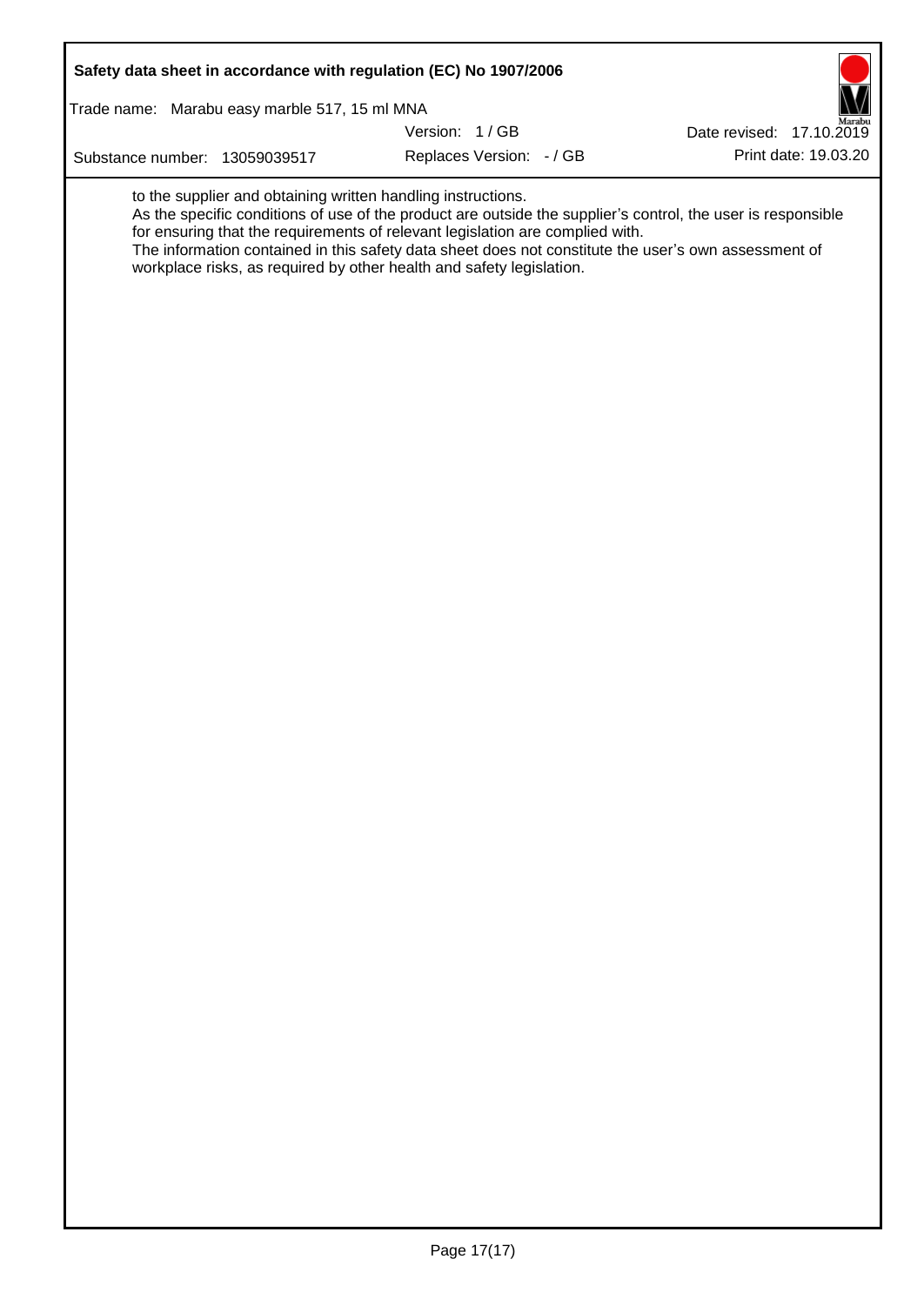to the supplier and obtaining written handling instructions.
As the specific conditions of use of the product are outside the supplier's control, the user is responsible for ensuring that the requirements of relevant legislation are complied with.
The information contained in this safety data sheet does not constitute the user's own assessment of workplace risks, as required by other health and safety legislation.